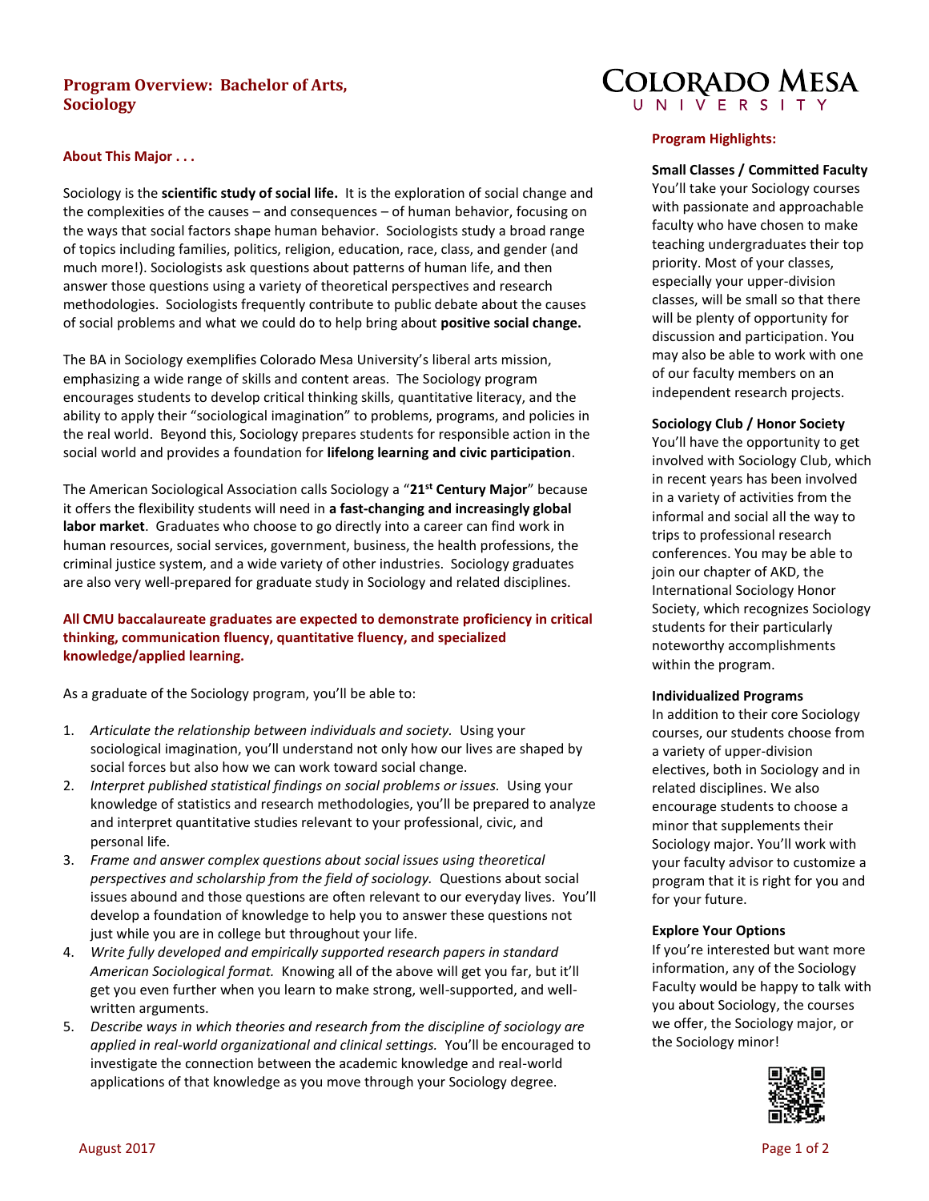# Program Overview: Bachelor of Arts, Sociology

COLORADO MESA UNIVERSITY

## About This Major . . .

Sociology is the **scientific study of social life.** It is the exploration of social change and the complexities of the causes – and consequences – of human behavior, focusing on the ways that social factors shape human behavior. Sociologists study a broad range of topics including families, politics, religion, education, race, class, and gender (and much more!). Sociologists ask questions about patterns of human life, and then answer those questions using a variety of theoretical perspectives and research methodologies. Sociologists frequently contribute to public debate about the causes of social problems and what we could do to help bring about **positive social change.**

The BA in Sociology exemplifies Colorado Mesa University's liberal arts mission, emphasizing a wide range of skills and content areas. The Sociology program encourages students to develop critical thinking skills, quantitative literacy, and the ability to apply their "sociological imagination" to problems, programs, and policies in the real world. Beyond this, Sociology prepares students for responsible action in the social world and provides a foundation for **lifelong learning and civic participation**.

The American Sociological Association calls Sociology a "**21st Century Major**" because it offers the flexibility students will need in **a fast-changing and increasingly global labor market**. Graduates who choose to go directly into a career can find work in human resources, social services, government, business, the health professions, the criminal justice system, and a wide variety of other industries. Sociology graduates are also very well-prepared for graduate study in Sociology and related disciplines.

**All CMU baccalaureate graduates are expected to demonstrate proficiency in critical thinking, communication fluency, quantitative fluency, and specialized knowledge/applied learning.**

As a graduate of the Sociology program, you'll be able to:

1. *Articulate the relationship between individuals and society.* Using your sociological imagination, you'll understand not only how our lives are shaped by social forces but also how we can work toward social change.
2. *Interpret published statistical findings on social problems or issues.* Using your knowledge of statistics and research methodologies, you'll be prepared to analyze and interpret quantitative studies relevant to your professional, civic, and personal life.
3. *Frame and answer complex questions about social issues using theoretical perspectives and scholarship from the field of sociology.* Questions about social issues abound and those questions are often relevant to our everyday lives. You'll develop a foundation of knowledge to help you to answer these questions not just while you are in college but throughout your life.
4. *Write fully developed and empirically supported research papers in standard American Sociological format.* Knowing all of the above will get you far, but it'll get you even further when you learn to make strong, well-supported, and well-written arguments.
5. *Describe ways in which theories and research from the discipline of sociology are applied in real-world organizational and clinical settings.* You'll be encouraged to investigate the connection between the academic knowledge and real-world applications of that knowledge as you move through your Sociology degree.

## Program Highlights:

**Small Classes / Committed Faculty**
You'll take your Sociology courses with passionate and approachable faculty who have chosen to make teaching undergraduates their top priority. Most of your classes, especially your upper-division classes, will be small so that there will be plenty of opportunity for discussion and participation. You may also be able to work with one of our faculty members on an independent research projects.

**Sociology Club / Honor Society**
You'll have the opportunity to get involved with Sociology Club, which in recent years has been involved in a variety of activities from the informal and social all the way to trips to professional research conferences. You may be able to join our chapter of AKD, the International Sociology Honor Society, which recognizes Sociology students for their particularly noteworthy accomplishments within the program.

**Individualized Programs**
In addition to their core Sociology courses, our students choose from a variety of upper-division electives, both in Sociology and in related disciplines. We also encourage students to choose a minor that supplements their Sociology major. You'll work with your faculty advisor to customize a program that it is right for you and for your future.

**Explore Your Options**
If you're interested but want more information, any of the Sociology Faculty would be happy to talk with you about Sociology, the courses we offer, the Sociology major, or the Sociology minor!

August 2017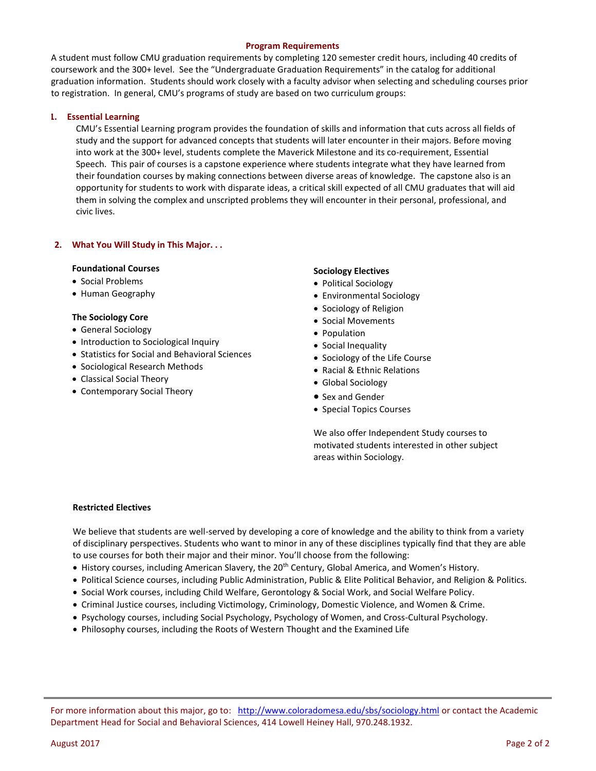## Program Requirements

A student must follow CMU graduation requirements by completing 120 semester credit hours, including 40 credits of coursework and the 300+ level. See the "Undergraduate Graduation Requirements" in the catalog for additional graduation information. Students should work closely with a faculty advisor when selecting and scheduling courses prior to registration. In general, CMU's programs of study are based on two curriculum groups:

### I. Essential Learning

CMU's Essential Learning program provides the foundation of skills and information that cuts across all fields of study and the support for advanced concepts that students will later encounter in their majors. Before moving into work at the 300+ level, students complete the Maverick Milestone and its co-requirement, Essential Speech. This pair of courses is a capstone experience where students integrate what they have learned from their foundation courses by making connections between diverse areas of knowledge. The capstone also is an opportunity for students to work with disparate ideas, a critical skill expected of all CMU graduates that will aid them in solving the complex and unscripted problems they will encounter in their personal, professional, and civic lives.

### 2. What You Will Study in This Major. . .

**Foundational Courses**

- Social Problems
- Human Geography

**The Sociology Core**

- General Sociology
- Introduction to Sociological Inquiry
- Statistics for Social and Behavioral Sciences
- Sociological Research Methods
- Classical Social Theory
- Contemporary Social Theory

**Sociology Electives**

- Political Sociology
- Environmental Sociology
- Sociology of Religion
- Social Movements
- Population
- Social Inequality
- Sociology of the Life Course
- Racial & Ethnic Relations
- Global Sociology
- Sex and Gender
- Special Topics Courses

We also offer Independent Study courses to motivated students interested in other subject areas within Sociology.

**Restricted Electives**

We believe that students are well-served by developing a core of knowledge and the ability to think from a variety of disciplinary perspectives. Students who want to minor in any of these disciplines typically find that they are able to use courses for both their major and their minor. You'll choose from the following:

- History courses, including American Slavery, the 20th Century, Global America, and Women's History.
- Political Science courses, including Public Administration, Public & Elite Political Behavior, and Religion & Politics.
- Social Work courses, including Child Welfare, Gerontology & Social Work, and Social Welfare Policy.
- Criminal Justice courses, including Victimology, Criminology, Domestic Violence, and Women & Crime.
- Psychology courses, including Social Psychology, Psychology of Women, and Cross-Cultural Psychology.
- Philosophy courses, including the Roots of Western Thought and the Examined Life

For more information about this major, go to: http://www.coloradomesa.edu/sbs/sociology.html or contact the Academic Department Head for Social and Behavioral Sciences, 414 Lowell Heiney Hall, 970.248.1932.

August 2017